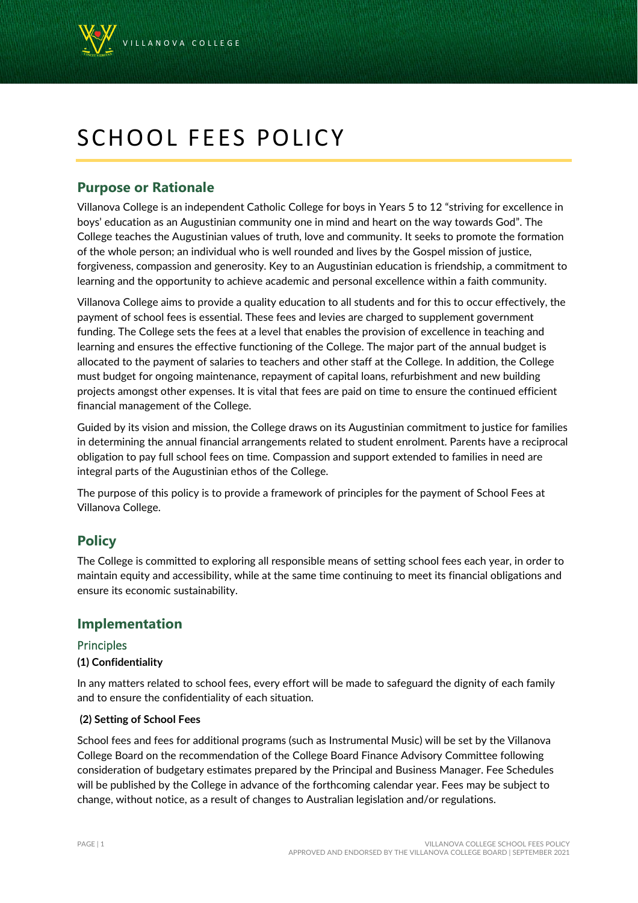# SCHOOL FEES POLICY

## Purpose or Rationale

Villanova College is an independent Catholic College for boys in Years 5 to 12 "striving for excellence in boys' education as an Augustinian community one in mind and heart on the way towards God". The College teaches the Augustinian values of truth, love and community. It seeks to promote the formation of the whole person; an individual who is well rounded and lives by the Gospel mission of justice, forgiveness, compassion and generosity. Key to an Augustinian education is friendship, a commitment to learning and the opportunity to achieve academic and personal excellence within a faith community.

Villanova College aims to provide a quality education to all students and for this to occur effectively, the payment of school fees is essential. These fees and levies are charged to supplement government funding. The College sets the fees at a level that enables the provision of excellence in teaching and learning and ensures the effective functioning of the College. The major part of the annual budget is allocated to the payment of salaries to teachers and other staff at the College. In addition, the College must budget for ongoing maintenance, repayment of capital loans, refurbishment and new building projects amongst other expenses. It is vital that fees are paid on time to ensure the continued efficient financial management of the College.

Guided by its vision and mission, the College draws on its Augustinian commitment to justice for families in determining the annual financial arrangements related to student enrolment. Parents have a reciprocal obligation to pay full school fees on time. Compassion and support extended to families in need are integral parts of the Augustinian ethos of the College.

The purpose of this policy is to provide a framework of principles for the payment of School Fees at Villanova College.

## Policy

The College is committed to exploring all responsible means of setting school fees each year, in order to maintain equity and accessibility, while at the same time continuing to meet its financial obligations and ensure its economic sustainability.

## Implementation

### Principles

**(1) Confidentiality**

In any matters related to school fees, every effort will be made to safeguard the dignity of each family and to ensure the confidentiality of each situation.

**(2) Setting of School Fees**

School fees and fees for additional programs (such as Instrumental Music) will be set by the Villanova College Board on the recommendation of the College Board Finance Advisory Committee following consideration of budgetary estimates prepared by the Principal and Business Manager. Fee Schedules will be published by the College in advance of the forthcoming calendar year. Fees may be subject to change, without notice, as a result of changes to Australian legislation and/or regulations.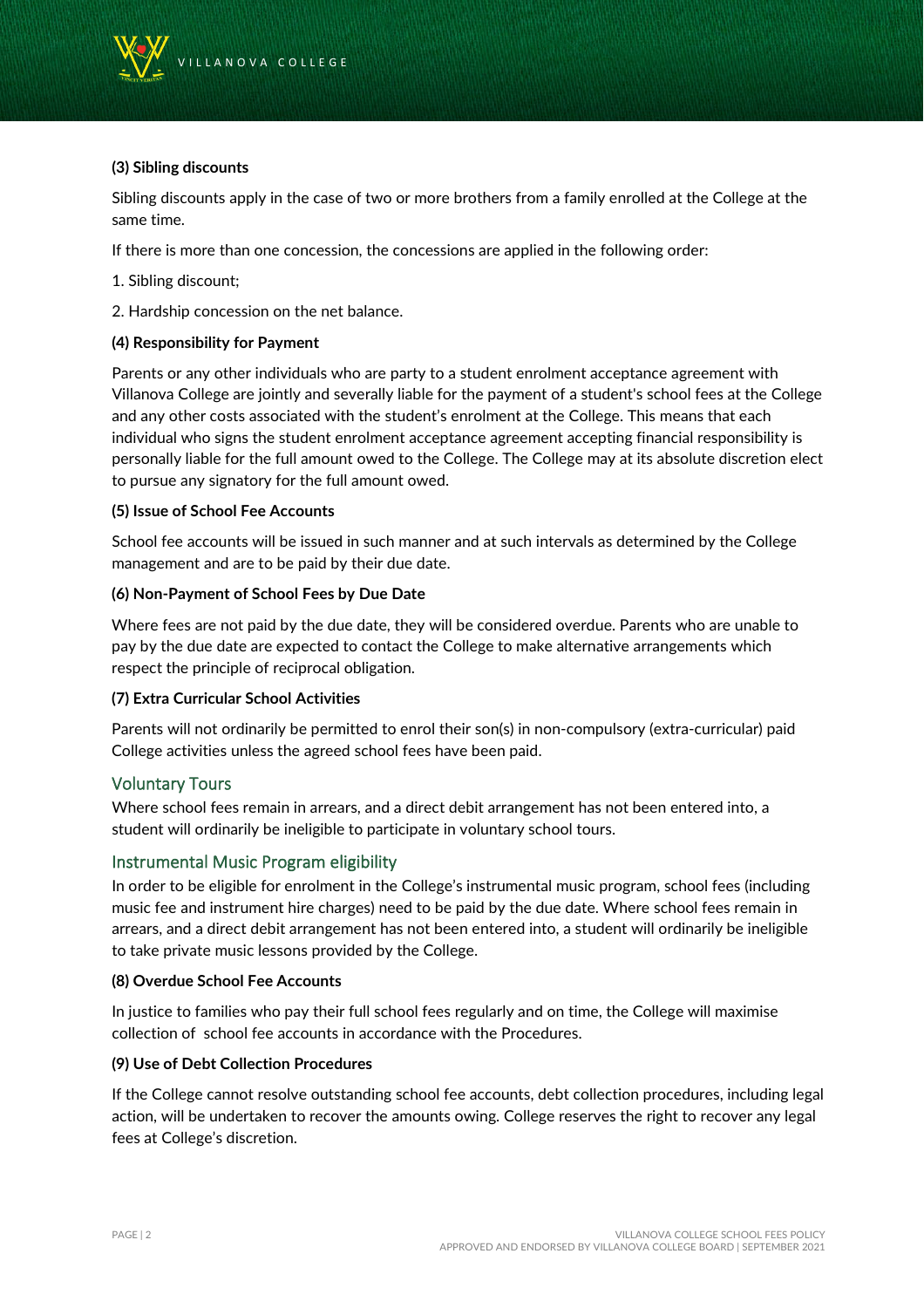**(3) Sibling discounts**

Sibling discounts apply in the case of two or more brothers from a family enrolled at the College at the same time.

If there is more than one concession, the concessions are applied in the following order:

1. Sibling discount;

2. Hardship concession on the net balance.

**(4) Responsibility for Payment**

Parents or any other individuals who are party to a student enrolment acceptance agreement with Villanova College are jointly and severally liable for the payment of a student's school fees at the College and any other costs associated with the student's enrolment at the College. This means that each individual who signs the student enrolment acceptance agreement accepting financial responsibility is personally liable for the full amount owed to the College. The College may at its absolute discretion elect to pursue any signatory for the full amount owed.

**(5) Issue of School Fee Accounts**

School fee accounts will be issued in such manner and at such intervals as determined by the College management and are to be paid by their due date.

**(6) Non-Payment of School Fees by Due Date**

Where fees are not paid by the due date, they will be considered overdue. Parents who are unable to pay by the due date are expected to contact the College to make alternative arrangements which respect the principle of reciprocal obligation.

**(7) Extra Curricular School Activities**

Parents will not ordinarily be permitted to enrol their son(s) in non-compulsory (extra-curricular) paid College activities unless the agreed school fees have been paid.

### Voluntary Tours

Where school fees remain in arrears, and a direct debit arrangement has not been entered into, a student will ordinarily be ineligible to participate in voluntary school tours.

### Instrumental Music Program eligibility

In order to be eligible for enrolment in the College's instrumental music program, school fees (including music fee and instrument hire charges) need to be paid by the due date. Where school fees remain in arrears, and a direct debit arrangement has not been entered into, a student will ordinarily be ineligible to take private music lessons provided by the College.

**(8) Overdue School Fee Accounts**

In justice to families who pay their full school fees regularly and on time, the College will maximise collection of school fee accounts in accordance with the Procedures.

**(9) Use of Debt Collection Procedures**

If the College cannot resolve outstanding school fee accounts, debt collection procedures, including legal action, will be undertaken to recover the amounts owing. College reserves the right to recover any legal fees at College's discretion.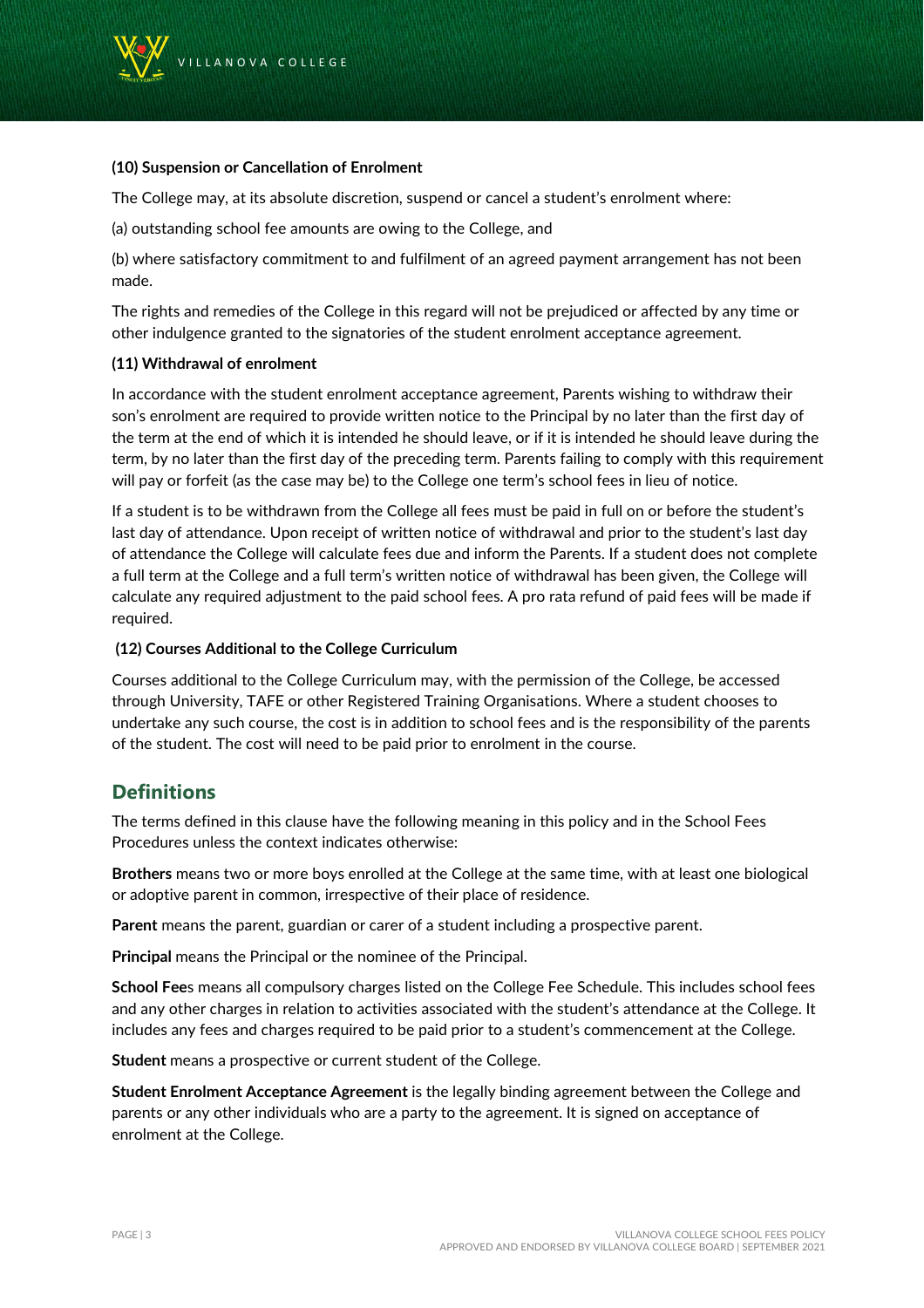**(10) Suspension or Cancellation of Enrolment**

The College may, at its absolute discretion, suspend or cancel a student's enrolment where:

(a) outstanding school fee amounts are owing to the College, and

(b) where satisfactory commitment to and fulfilment of an agreed payment arrangement has not been made.

The rights and remedies of the College in this regard will not be prejudiced or affected by any time or other indulgence granted to the signatories of the student enrolment acceptance agreement.

**(11) Withdrawal of enrolment**

In accordance with the student enrolment acceptance agreement, Parents wishing to withdraw their son's enrolment are required to provide written notice to the Principal by no later than the first day of the term at the end of which it is intended he should leave, or if it is intended he should leave during the term, by no later than the first day of the preceding term. Parents failing to comply with this requirement will pay or forfeit (as the case may be) to the College one term's school fees in lieu of notice.

If a student is to be withdrawn from the College all fees must be paid in full on or before the student's last day of attendance. Upon receipt of written notice of withdrawal and prior to the student's last day of attendance the College will calculate fees due and inform the Parents. If a student does not complete a full term at the College and a full term's written notice of withdrawal has been given, the College will calculate any required adjustment to the paid school fees. A pro rata refund of paid fees will be made if required.

**(12) Courses Additional to the College Curriculum**

Courses additional to the College Curriculum may, with the permission of the College, be accessed through University, TAFE or other Registered Training Organisations. Where a student chooses to undertake any such course, the cost is in addition to school fees and is the responsibility of the parents of the student. The cost will need to be paid prior to enrolment in the course.

## Definitions

The terms defined in this clause have the following meaning in this policy and in the School Fees Procedures unless the context indicates otherwise:

**Brothers** means two or more boys enrolled at the College at the same time, with at least one biological or adoptive parent in common, irrespective of their place of residence.

**Parent** means the parent, guardian or carer of a student including a prospective parent.

**Principal** means the Principal or the nominee of the Principal.

**School Fee**s means all compulsory charges listed on the College Fee Schedule. This includes school fees and any other charges in relation to activities associated with the student's attendance at the College. It includes any fees and charges required to be paid prior to a student's commencement at the College.

**Student** means a prospective or current student of the College.

**Student Enrolment Acceptance Agreement** is the legally binding agreement between the College and parents or any other individuals who are a party to the agreement. It is signed on acceptance of enrolment at the College.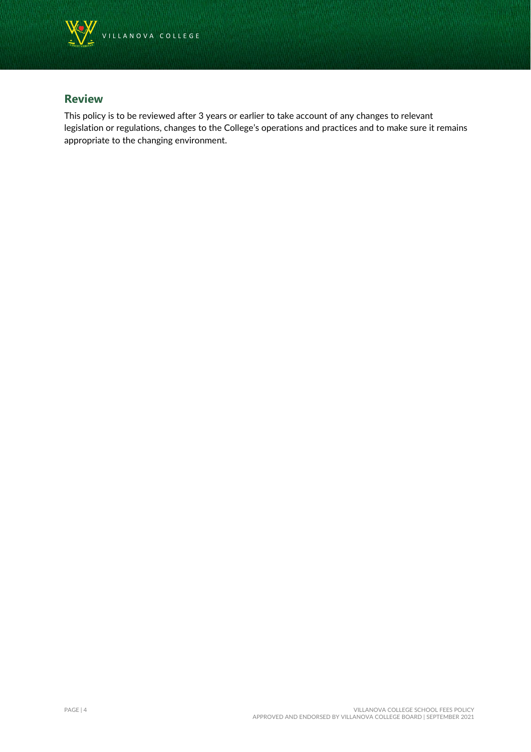## Review

This policy is to be reviewed after 3 years or earlier to take account of any changes to relevant legislation or regulations, changes to the College's operations and practices and to make sure it remains appropriate to the changing environment.